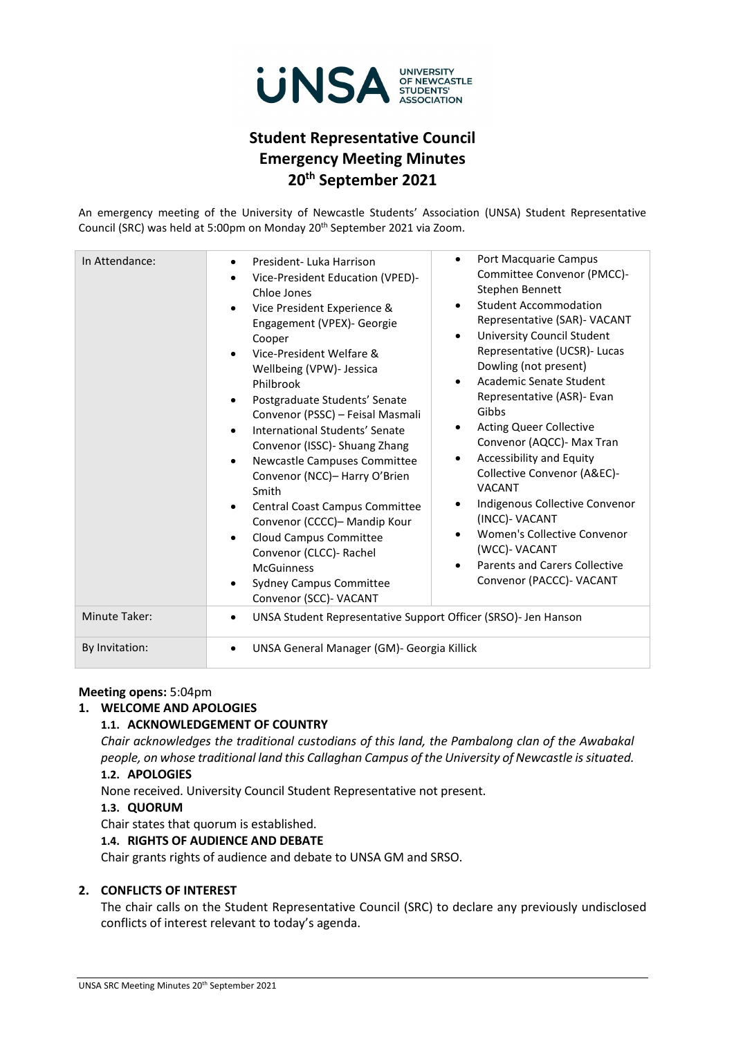UNSA UNIVERSITY OF NEWCASTLE STUDENTS' ASSOCIATION

# Student Representative Council Emergency Meeting Minutes 20th September 2021

An emergency meeting of the University of Newcastle Students' Association (UNSA) Student Representative Council (SRC) was held at 5:00pm on Monday 20th September 2021 via Zoom.

| In Attendance: | • President- Luka Harrison<br>• Vice-President Education (VPED)- Chloe Jones<br>• Vice President Experience & Engagement (VPEX)- Georgie Cooper<br>• Vice-President Welfare & Wellbeing (VPW)- Jessica Philbrook<br>• Postgraduate Students' Senate Convenor (PSSC) – Feisal Masmali<br>• International Students' Senate Convenor (ISSC)- Shuang Zhang<br>• Newcastle Campuses Committee Convenor (NCC)– Harry O'Brien Smith<br>• Central Coast Campus Committee Convenor (CCCC)– Mandip Kour<br>• Cloud Campus Committee Convenor (CLCC)- Rachel McGuinness<br>• Sydney Campus Committee Convenor (SCC)- VACANT | • Port Macquarie Campus Committee Convenor (PMCC)- Stephen Bennett<br>• Student Accommodation Representative (SAR)- VACANT<br>• University Council Student Representative (UCSR)- Lucas Dowling (not present)<br>• Academic Senate Student Representative (ASR)- Evan Gibbs<br>• Acting Queer Collective Convenor (AQCC)- Max Tran<br>• Accessibility and Equity Collective Convenor (A&EC)- VACANT<br>• Indigenous Collective Convenor (INCC)- VACANT<br>• Women's Collective Convenor (WCC)- VACANT<br>• Parents and Carers Collective Convenor (PACCC)- VACANT |
|---|---|---|
| Minute Taker: | • UNSA Student Representative Support Officer (SRSO)- Jen Hanson | |
| By Invitation: | • UNSA General Manager (GM)- Georgia Killick | |

**Meeting opens:** 5:04pm

## 1. WELCOME AND APOLOGIES

### 1.1. ACKNOWLEDGEMENT OF COUNTRY

*Chair acknowledges the traditional custodians of this land, the Pambalong clan of the Awabakal people, on whose traditional land this Callaghan Campus of the University of Newcastle is situated.*

### 1.2. APOLOGIES

None received. University Council Student Representative not present.

### 1.3. QUORUM

Chair states that quorum is established.

### 1.4. RIGHTS OF AUDIENCE AND DEBATE

Chair grants rights of audience and debate to UNSA GM and SRSO.

## 2. CONFLICTS OF INTEREST

The chair calls on the Student Representative Council (SRC) to declare any previously undisclosed conflicts of interest relevant to today's agenda.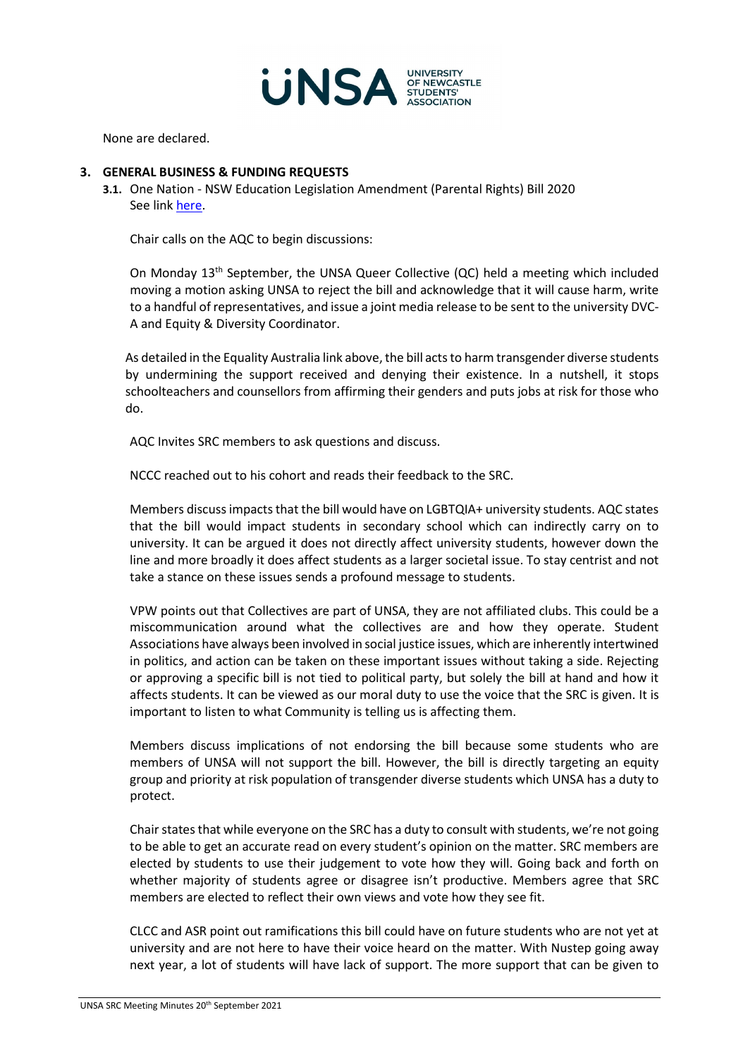None are declared.

## 3. GENERAL BUSINESS & FUNDING REQUESTS

**3.1.** One Nation - NSW Education Legislation Amendment (Parental Rights) Bill 2020
See link here.

Chair calls on the AQC to begin discussions:

On Monday 13th September, the UNSA Queer Collective (QC) held a meeting which included moving a motion asking UNSA to reject the bill and acknowledge that it will cause harm, write to a handful of representatives, and issue a joint media release to be sent to the university DVC-A and Equity & Diversity Coordinator.

As detailed in the Equality Australia link above, the bill acts to harm transgender diverse students by undermining the support received and denying their existence. In a nutshell, it stops schoolteachers and counsellors from affirming their genders and puts jobs at risk for those who do.

AQC Invites SRC members to ask questions and discuss.

NCCC reached out to his cohort and reads their feedback to the SRC.

Members discuss impacts that the bill would have on LGBTQIA+ university students. AQC states that the bill would impact students in secondary school which can indirectly carry on to university. It can be argued it does not directly affect university students, however down the line and more broadly it does affect students as a larger societal issue. To stay centrist and not take a stance on these issues sends a profound message to students.

VPW points out that Collectives are part of UNSA, they are not affiliated clubs. This could be a miscommunication around what the collectives are and how they operate. Student Associations have always been involved in social justice issues, which are inherently intertwined in politics, and action can be taken on these important issues without taking a side. Rejecting or approving a specific bill is not tied to political party, but solely the bill at hand and how it affects students. It can be viewed as our moral duty to use the voice that the SRC is given. It is important to listen to what Community is telling us is affecting them.

Members discuss implications of not endorsing the bill because some students who are members of UNSA will not support the bill. However, the bill is directly targeting an equity group and priority at risk population of transgender diverse students which UNSA has a duty to protect.

Chair states that while everyone on the SRC has a duty to consult with students, we're not going to be able to get an accurate read on every student's opinion on the matter. SRC members are elected by students to use their judgement to vote how they will. Going back and forth on whether majority of students agree or disagree isn't productive. Members agree that SRC members are elected to reflect their own views and vote how they see fit.

CLCC and ASR point out ramifications this bill could have on future students who are not yet at university and are not here to have their voice heard on the matter. With Nustep going away next year, a lot of students will have lack of support. The more support that can be given to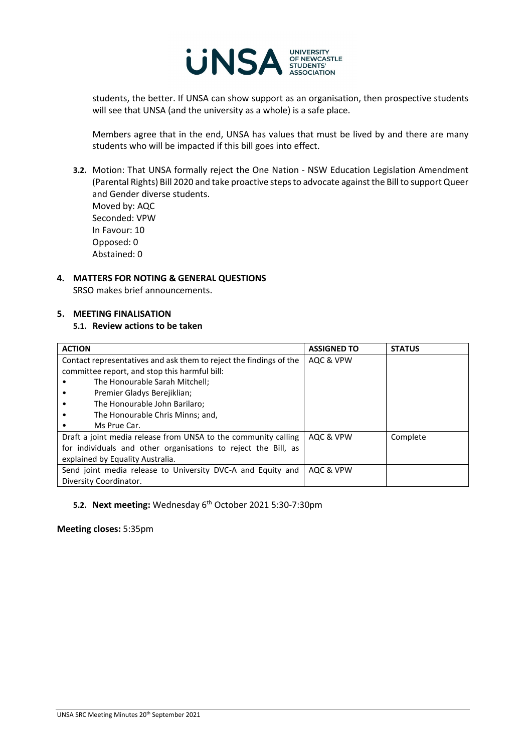students, the better. If UNSA can show support as an organisation, then prospective students will see that UNSA (and the university as a whole) is a safe place.

Members agree that in the end, UNSA has values that must be lived by and there are many students who will be impacted if this bill goes into effect.

**3.2.** Motion: That UNSA formally reject the One Nation - NSW Education Legislation Amendment (Parental Rights) Bill 2020 and take proactive steps to advocate against the Bill to support Queer and Gender diverse students.
Moved by: AQC
Seconded: VPW
In Favour: 10
Opposed: 0
Abstained: 0

## 4. MATTERS FOR NOTING & GENERAL QUESTIONS

SRSO makes brief announcements.

## 5. MEETING FINALISATION

### 5.1. Review actions to be taken

| ACTION | ASSIGNED TO | STATUS |
|---|---|---|
| Contact representatives and ask them to reject the findings of the committee report, and stop this harmful bill:<br>• The Honourable Sarah Mitchell;<br>• Premier Gladys Berejiklian;<br>• The Honourable John Barilaro;<br>• The Honourable Chris Minns; and,<br>• Ms Prue Car. | AQC & VPW | |
| Draft a joint media release from UNSA to the community calling for individuals and other organisations to reject the Bill, as explained by Equality Australia. | AQC & VPW | Complete |
| Send joint media release to University DVC-A and Equity and Diversity Coordinator. | AQC & VPW | |

### 5.2. Next meeting: Wednesday 6th October 2021 5:30-7:30pm

**Meeting closes:** 5:35pm